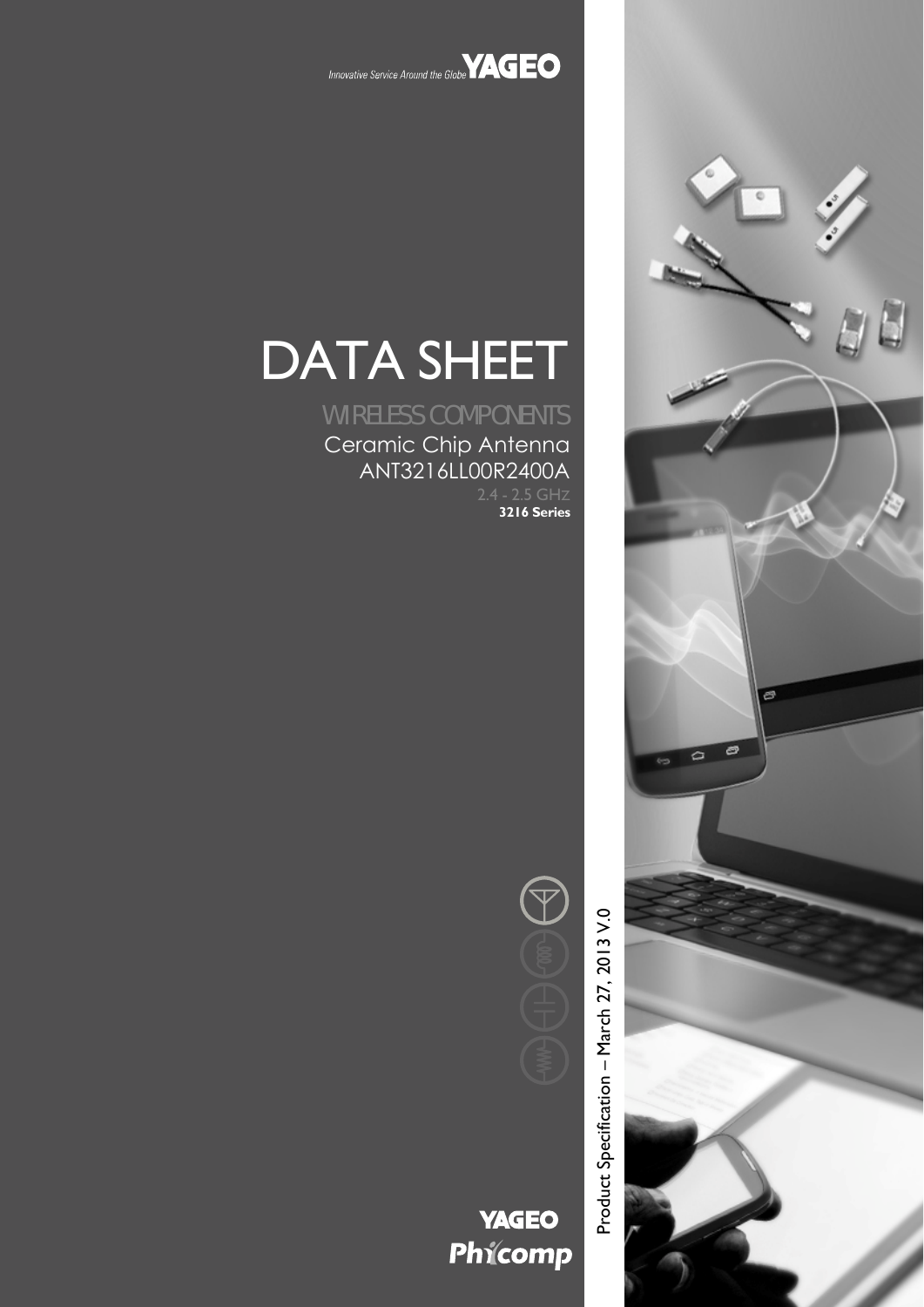Innovative Service Around the Globe **YAGEO**

# DATA SHEET

## WIRELESS COMPONENTS

Ceramic Chip Antenna

ANT3216LL00R2400A

2.4 - 2.5 GHz

**3216 Series**

Product Specification – March 27, 2013 V.0

**YAGEO**

**Phycomp**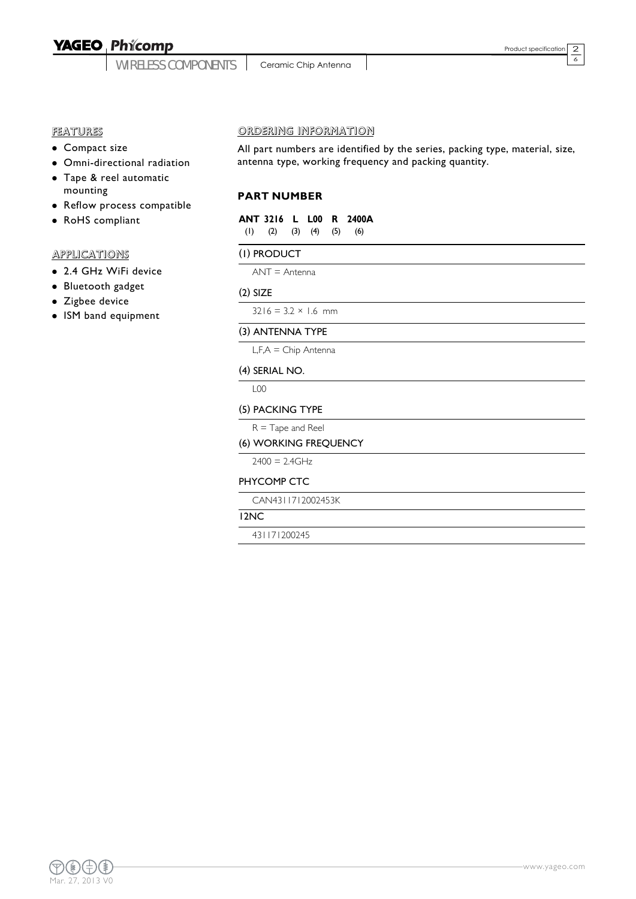## FEATURES

- Compact size
- Omni-directional radiation
- Tape & reel automatic mounting
- Reflow process compatible
- RoHS compliant

## APPLICATIONS

- 2.4 GHz WiFi device
- Bluetooth gadget
- Zigbee device
- ISM band equipment

## ORDERING INFORMATION

All part numbers are identified by the series, packing type, material, size, antenna type, working frequency and packing quantity.

### PART NUMBER

**ANT 3216 L L00 R 2400A**
(1) (2) (3) (4) (5) (6)

#### (1) PRODUCT

ANT = Antenna

#### (2) SIZE

3216 = 3.2 × 1.6 mm

#### (3) ANTENNA TYPE

L,F,A = Chip Antenna

#### (4) SERIAL NO.

L00

#### (5) PACKING TYPE

R = Tape and Reel

#### (6) WORKING FREQUENCY

2400 = 2.4GHz

#### PHYCOMP CTC

CAN4311712002453K

#### 12NC

431171200245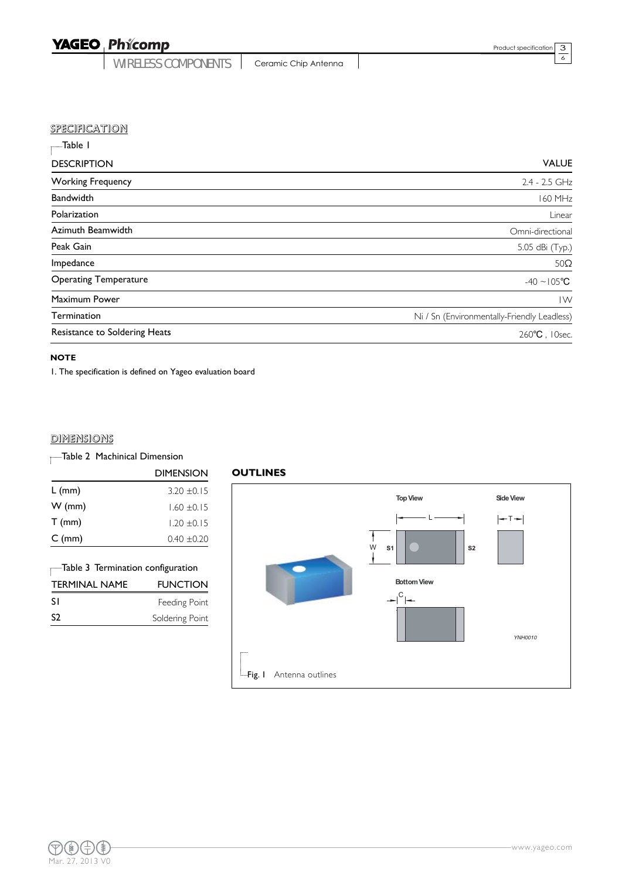## SPECIFICATION

Table 1

| DESCRIPTION | VALUE |
|---|---|
| Working Frequency | 2.4 - 2.5 GHz |
| Bandwidth | 160 MHz |
| Polarization | Linear |
| Azimuth Beamwidth | Omni-directional |
| Peak Gain | 5.05 dBi (Typ.) |
| Impedance | 50Ω |
| Operating Temperature | -40 ~105℃ |
| Maximum Power | 1W |
| Termination | Ni / Sn (Environmentally-Friendly Leadless) |
| Resistance to Soldering Heats | 260℃ , 10sec. |

**NOTE**

1. The specification is defined on Yageo evaluation board

## DIMENSIONS

Table 2 Machinical Dimension

| | DIMENSION |
|---|---|
| L (mm) | 3.20 ±0.15 |
| W (mm) | 1.60 ±0.15 |
| T (mm) | 1.20 ±0.15 |
| C (mm) | 0.40 ±0.20 |

Table 3 Termination configuration

| TERMINAL NAME | FUNCTION |
|---|---|
| S1 | Feeding Point |
| S2 | Soldering Point |

**OUTLINES**

Top View

Side View

Bottom View

YNH0010

Fig. 1 Antenna outlines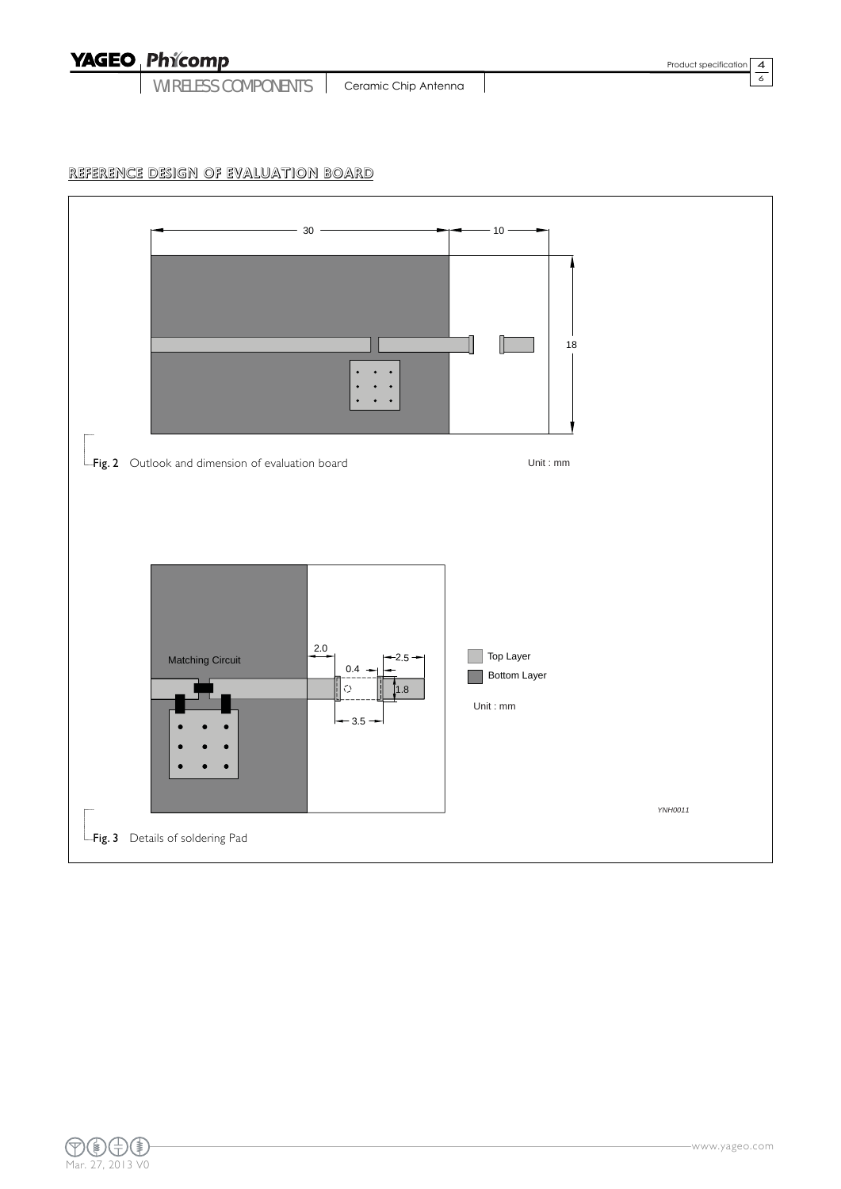## REFERENCE DESIGN OF EVALUATION BOARD

30 10 18

Fig. 2 Outlook and dimension of evaluation board

Unit : mm

Matching Circuit 2.0 0.4 2.5 1.8 3.5

Top Layer
Bottom Layer
Unit : mm

YNH0011

Fig. 3 Details of soldering Pad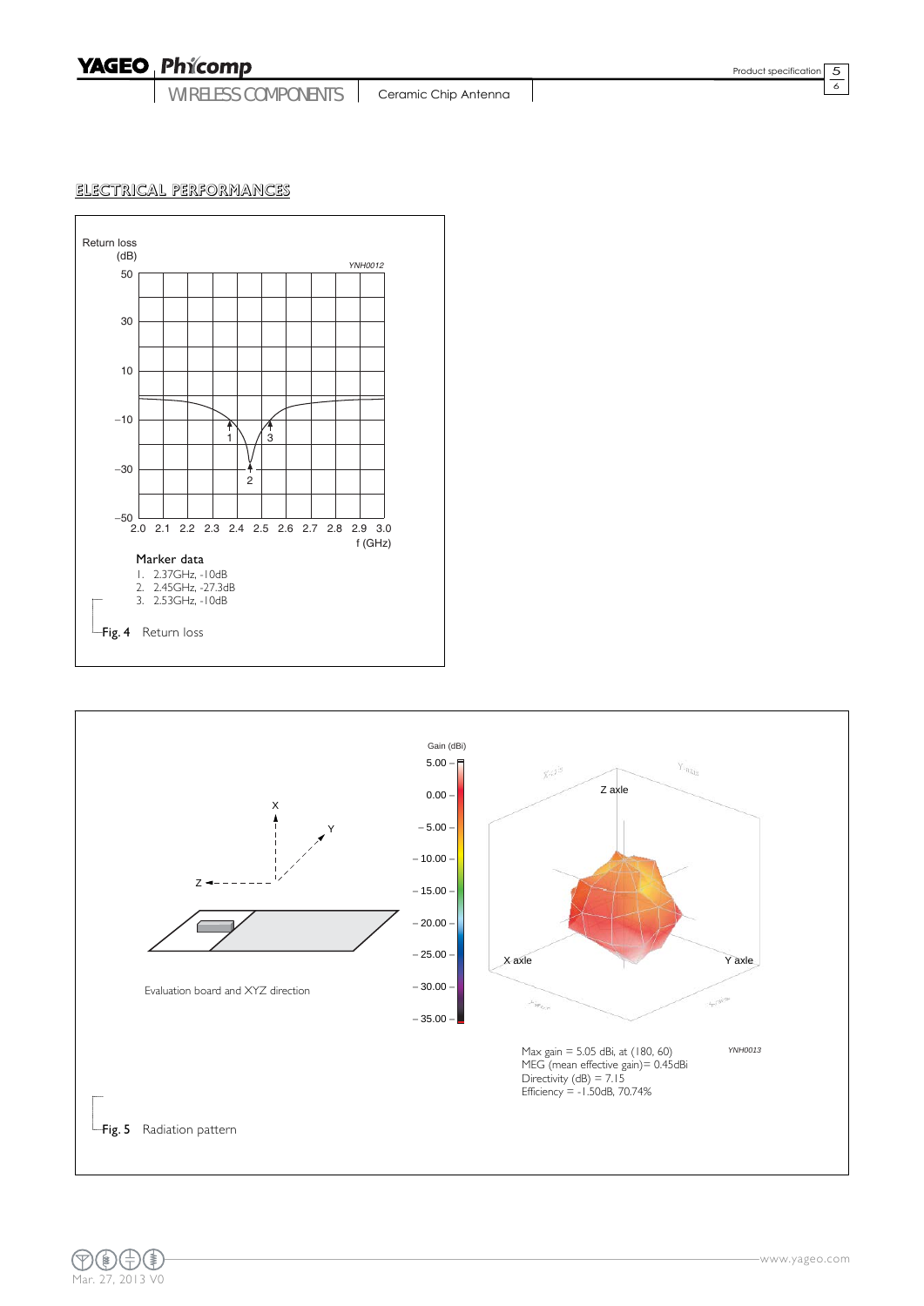## ELECTRICAL PERFORMANCES

Marker data

1. 2.37GHz, -10dB
2. 2.45GHz, -27.3dB
3. 2.53GHz, -10dB

Fig. 4 Return loss

Evaluation board and XYZ direction

Max gain = 5.05 dBi, at (180, 60)
MEG (mean effective gain)= 0.45dBi
Directivity (dB) = 7.15
Efficiency = -1.50dB, 70.74%

Fig. 5 Radiation pattern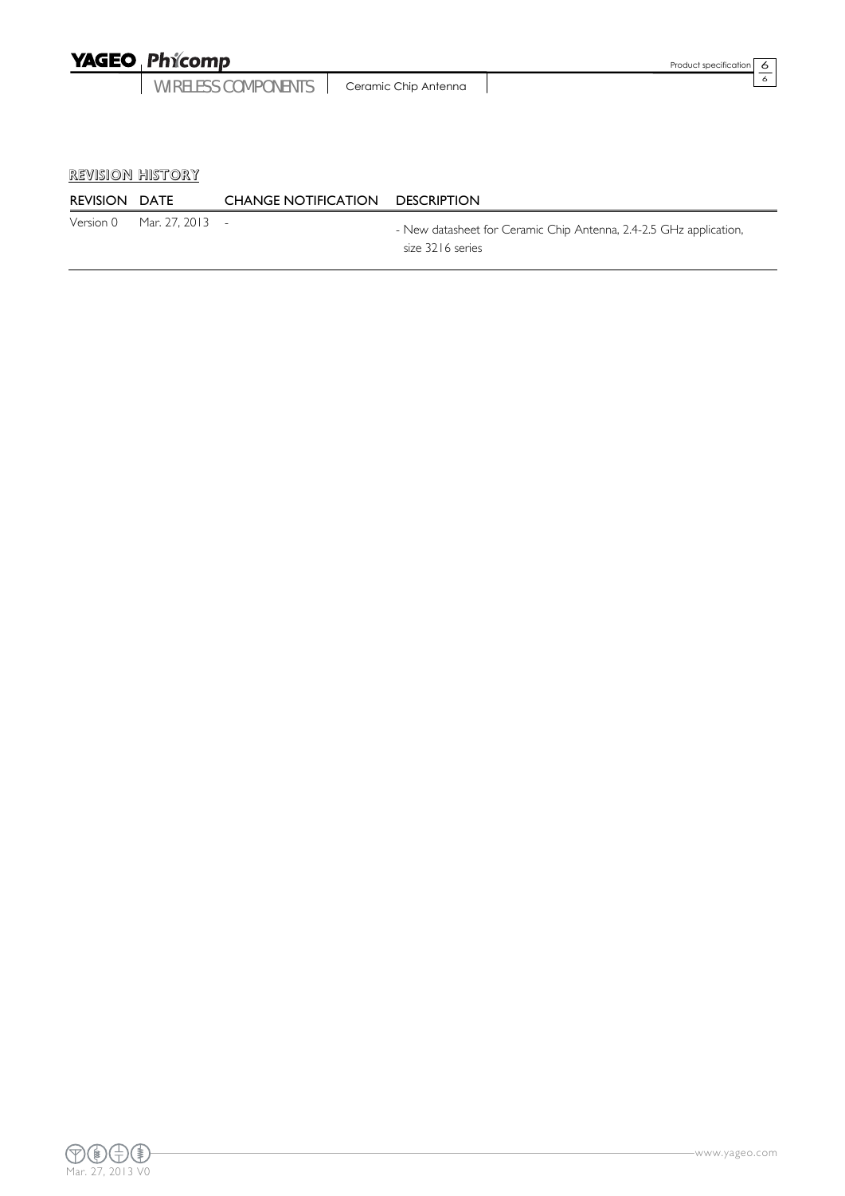## REVISION HISTORY

| REVISION | DATE | CHANGE NOTIFICATION | DESCRIPTION |
|---|---|---|---|
| Version 0 | Mar. 27, 2013 | - | - New datasheet for Ceramic Chip Antenna, 2.4-2.5 GHz application, size 3216 series |